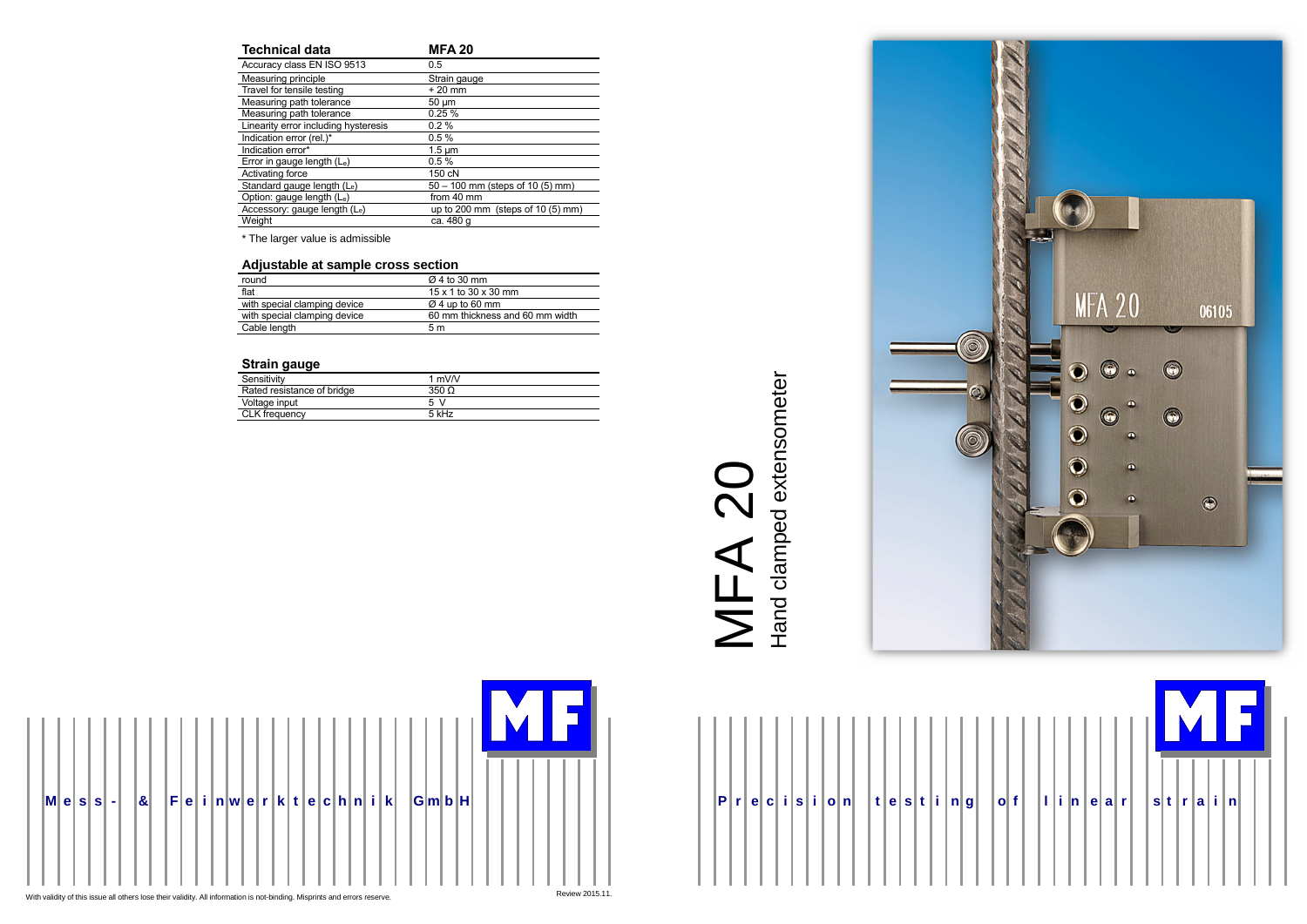## Technical data

| Technical data | MFA 20 |
|---|---|
| Accuracy class EN ISO 9513 | 0.5 |
| Measuring principle | Strain gauge |
| Travel for tensile testing | + 20 mm |
| Measuring path tolerance | 50 µm |
| Measuring path tolerance | 0.25 % |
| Linearity error including hysteresis | 0.2 % |
| Indication error (rel.)* | 0.5 % |
| Indication error* | 1.5 µm |
| Error in gauge length ($L_e$) | 0.5 % |
| Activating force | 150 cN |
| Standard gauge length ($L_e$) | 50 – 100 mm (steps of 10 (5) mm) |
| Option: gauge length ($L_e$) | from 40 mm |
| Accessory: gauge length ($L_e$) | up to 200 mm (steps of 10 (5) mm) |
| Weight | ca. 480 g |

* The larger value is admissible

## Adjustable at sample cross section

| | |
|---|---|
| round | Ø 4 to 30 mm |
| flat | 15 x 1 to 30 x 30 mm |
| with special clamping device | Ø 4 up to 60 mm |
| with special clamping device | 60 mm thickness and 60 mm width |
| Cable length | 5 m |

## Strain gauge

| | |
|---|---|
| Sensitivity | 1 mV/V |
| Rated resistance of bridge | 350 Ω |
| Voltage input | 5 V |
| CLK frequency | 5 kHz |

Mess- & Feinwerktechnik GmbH

With validity of this issue all others lose their validity. All information is not-binding. Misprints and errors reserve.

Review 2015.11.

# MFA 20

## Hand clamped extensometer

Precision testing of linear strain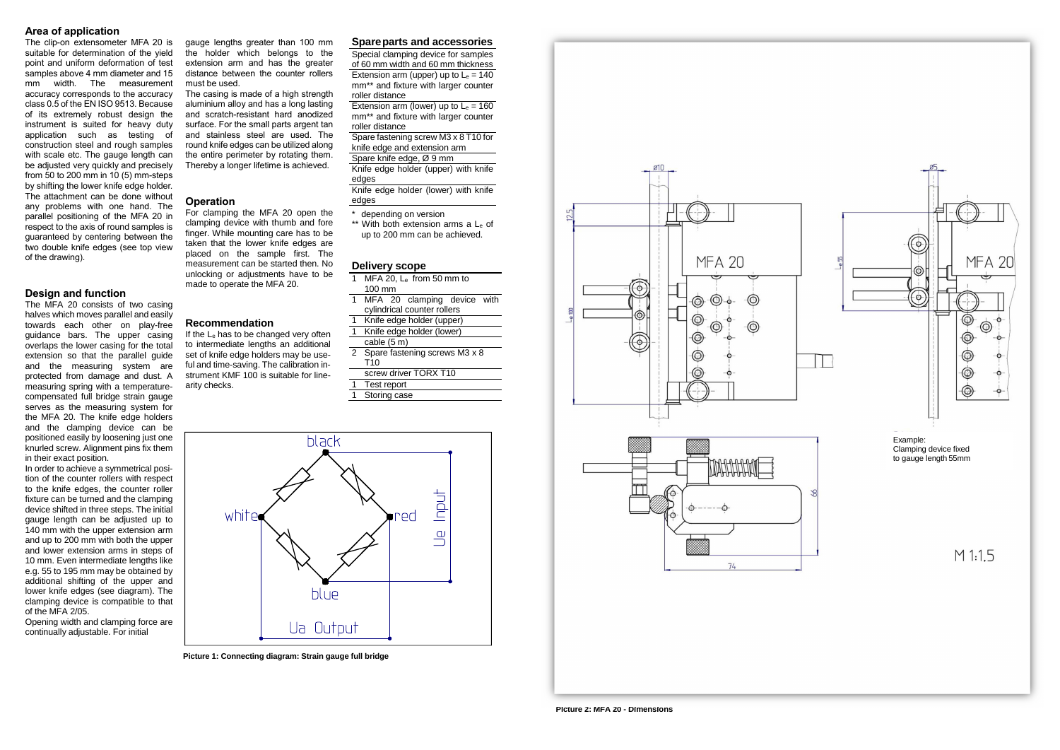## Area of application

The clip-on extensometer MFA 20 is suitable for determination of the yield point and uniform deformation of test samples above 4 mm diameter and 15 mm width. The measurement accuracy corresponds to the accuracy class 0.5 of the EN ISO 9513. Because of its extremely robust design the instrument is suited for heavy duty application such as testing of construction steel and rough samples with scale etc. The gauge length can be adjusted very quickly and precisely from 50 to 200 mm in 10 (5) mm-steps by shifting the lower knife edge holder. The attachment can be done without any problems with one hand. The parallel positioning of the MFA 20 in respect to the axis of round samples is guaranteed by centering between the two double knife edges (see top view of the drawing).

## Design and function

The MFA 20 consists of two casing halves which moves parallel and easily towards each other on play-free guidance bars. The upper casing overlaps the lower casing for the total extension so that the parallel guide and the measuring system are protected from damage and dust. A measuring spring with a temperature-compensated full bridge strain gauge serves as the measuring system for the MFA 20. The knife edge holders and the clamping device can be positioned easily by loosening just one knurled screw. Alignment pins fix them in their exact position.

In order to achieve a symmetrical position of the counter rollers with respect to the knife edges, the counter roller fixture can be turned and the clamping device shifted in three steps. The initial gauge length can be adjusted up to 140 mm with the upper extension arm and up to 200 mm with both the upper and lower extension arms in steps of 10 mm. Even intermediate lengths like e.g. 55 to 195 mm may be obtained by additional shifting of the upper and lower knife edges (see diagram). The clamping device is compatible to that of the MFA 2/05.

Opening width and clamping force are continually adjustable. For initial gauge lengths greater than 100 mm the holder which belongs to the extension arm and has the greater distance between the counter rollers must be used.

The casing is made of a high strength aluminium alloy and has a long lasting and scratch-resistant hard anodized surface. For the small parts argent tan and stainless steel are used. The round knife edges can be utilized along the entire perimeter by rotating them. Thereby a longer lifetime is achieved.

## Operation

For clamping the MFA 20 open the clamping device with thumb and fore finger. While mounting care has to be taken that the lower knife edges are placed on the sample first. The measurement can be started then. No unlocking or adjustments have to be made to operate the MFA 20.

## Recommendation

If the $L_e$ has to be changed very often to intermediate lengths an additional set of knife edge holders may be useful and time-saving. The calibration instrument KMF 100 is suitable for linearity checks.

black

white

red

blue

Ue Input

Ua Output

**Picture 1: Connecting diagram: Strain gauge full bridge**

## Spare parts and accessories

| |
|---|
| Special clamping device for samples of 60 mm width and 60 mm thickness |
| Extension arm (upper) up to $L_e$ = 140 mm** and fixture with larger counter roller distance |
| Extension arm (lower) up to $L_e$ = 160 mm** and fixture with larger counter roller distance |
| Spare fastening screw M3 x 8 T10 for knife edge and extension arm |
| Spare knife edge, Ø 9 mm |
| Knife edge holder (upper) with knife edges |
| Knife edge holder (lower) with knife edges |

\* depending on version

** With both extension arms a $L_e$ of up to 200 mm can be achieved.

## Delivery scope

| | |
|---|---|
| 1 | MFA 20, $L_e$ from 50 mm to 100 mm |
| 1 | MFA 20 clamping device with cylindrical counter rollers |
| 1 | Knife edge holder (upper) |
| 1 | Knife edge holder (lower) |
| | cable (5 m) |
| 2 | Spare fastening screws M3 x 8 T10 |
| | screw driver TORX T10 |
| 1 | Test report |
| 1 | Storing case |

ø10

12,5

MFA 20

$L_e$ 100

ø5

$L_e$ 55

MFA 20

66

74

Example:
Clamping device fixed to gauge length 55mm

M 1:1,5

**Picture 2: MFA 20 - Dimensions**